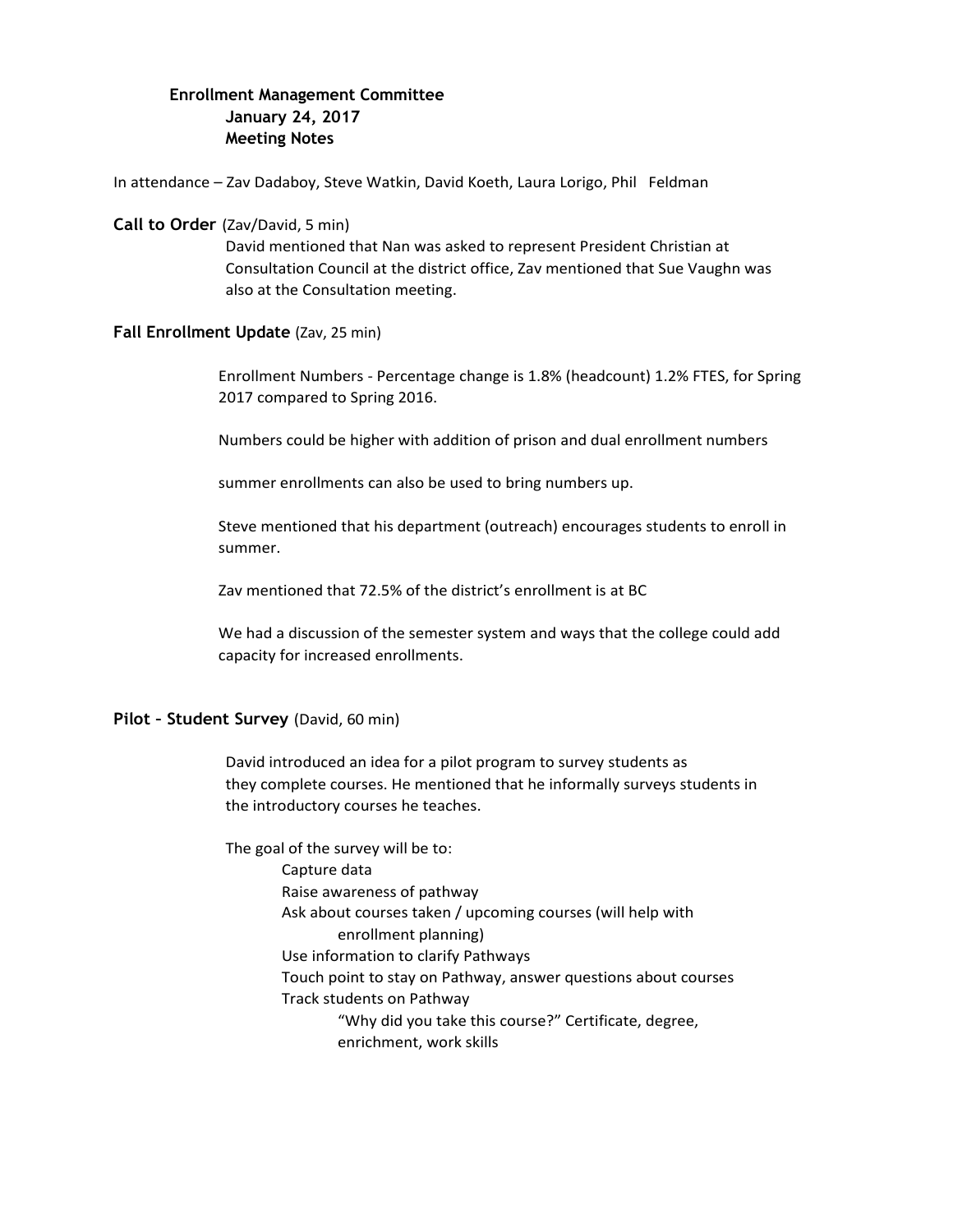# Enrollment Management Committee
## January 24, 2017
## Meeting Notes

In attendance – Zav Dadaboy, Steve Watkin, David Koeth, Laura Lorigo, Phil Feldman

### Call to Order (Zav/David, 5 min)

David mentioned that Nan was asked to represent President Christian at Consultation Council at the district office, Zav mentioned that Sue Vaughn was also at the Consultation meeting.

### Fall Enrollment Update (Zav, 25 min)

Enrollment Numbers - Percentage change is 1.8% (headcount) 1.2% FTES, for Spring 2017 compared to Spring 2016.

Numbers could be higher with addition of prison and dual enrollment numbers

summer enrollments can also be used to bring numbers up.

Steve mentioned that his department (outreach) encourages students to enroll in summer.

Zav mentioned that 72.5% of the district's enrollment is at BC

We had a discussion of the semester system and ways that the college could add capacity for increased enrollments.

### Pilot – Student Survey (David, 60 min)

David introduced an idea for a pilot program to survey students as they complete courses. He mentioned that he informally surveys students in the introductory courses he teaches.

The goal of the survey will be to:

- Capture data
- Raise awareness of pathway
- Ask about courses taken / upcoming courses (will help with enrollment planning)
- Use information to clarify Pathways
- Touch point to stay on Pathway, answer questions about courses
- Track students on Pathway
  - "Why did you take this course?" Certificate, degree, enrichment, work skills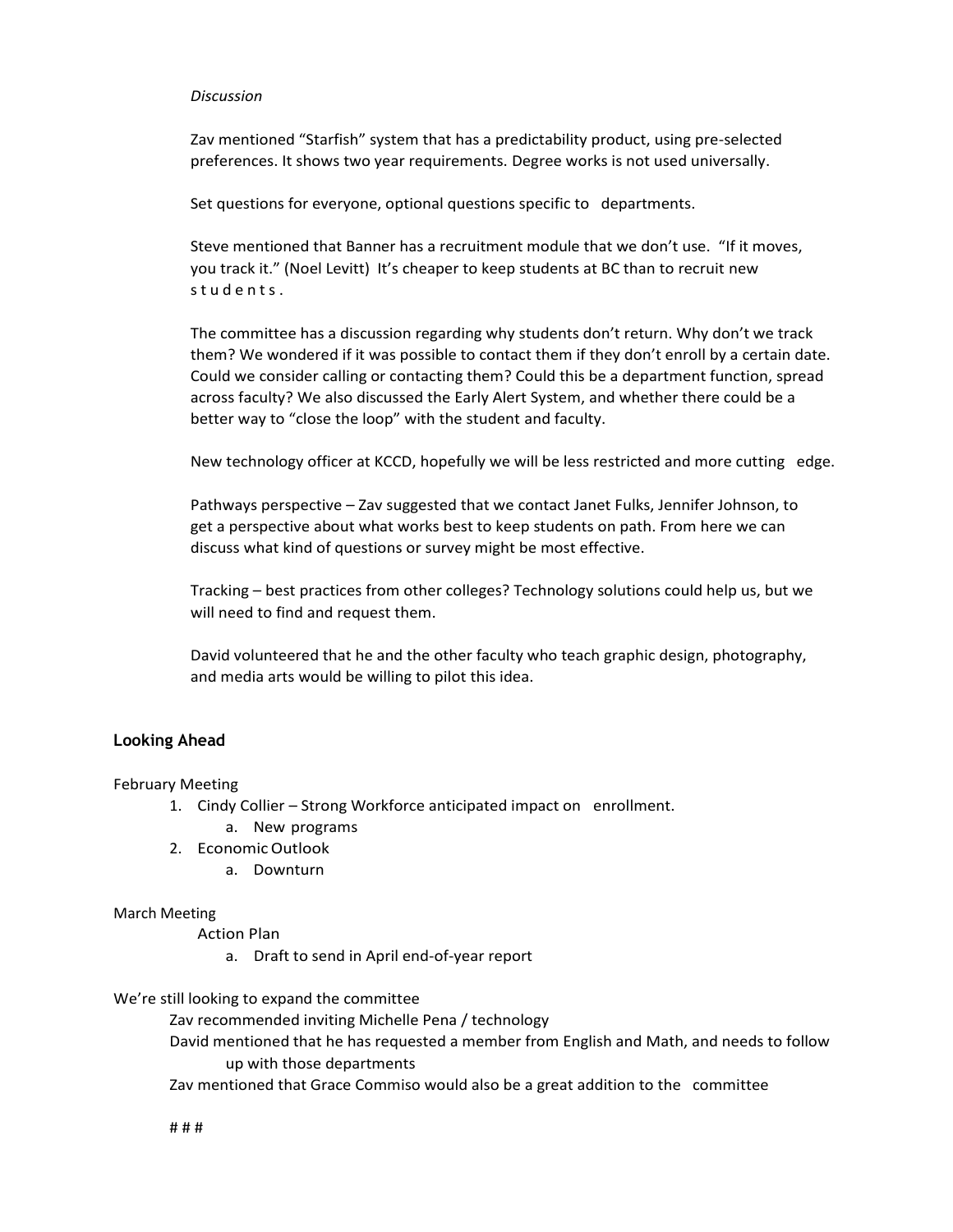*Discussion*

Zav mentioned "Starfish" system that has a predictability product, using pre-selected preferences. It shows two year requirements. Degree works is not used universally.

Set questions for everyone, optional questions specific to departments.

Steve mentioned that Banner has a recruitment module that we don't use. "If it moves, you track it." (Noel Levitt) It's cheaper to keep students at BC than to recruit new students.

The committee has a discussion regarding why students don't return. Why don't we track them? We wondered if it was possible to contact them if they don't enroll by a certain date. Could we consider calling or contacting them? Could this be a department function, spread across faculty? We also discussed the Early Alert System, and whether there could be a better way to "close the loop" with the student and faculty.

New technology officer at KCCD, hopefully we will be less restricted and more cutting edge.

Pathways perspective – Zav suggested that we contact Janet Fulks, Jennifer Johnson, to get a perspective about what works best to keep students on path. From here we can discuss what kind of questions or survey might be most effective.

Tracking – best practices from other colleges? Technology solutions could help us, but we will need to find and request them.

David volunteered that he and the other faculty who teach graphic design, photography, and media arts would be willing to pilot this idea.

## Looking Ahead

February Meeting

1. Cindy Collier – Strong Workforce anticipated impact on enrollment.
    a. New programs
2. Economic Outlook
    a. Downturn

March Meeting

Action Plan
  a. Draft to send in April end-of-year report

We're still looking to expand the committee

Zav recommended inviting Michelle Pena / technology

David mentioned that he has requested a member from English and Math, and needs to follow up with those departments

Zav mentioned that Grace Commiso would also be a great addition to the committee

# # #